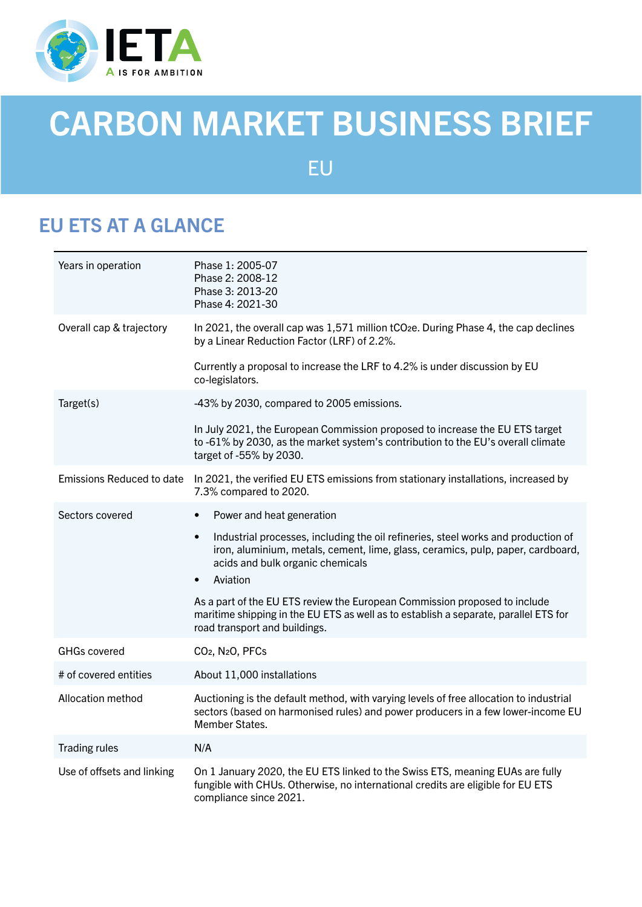# CARBON MARKET BUSINESS BRIEF

## EU

## EU ETS AT A GLANCE

| | |
|---|---|
| Years in operation | Phase 1: 2005-07<br>Phase 2: 2008-12<br>Phase 3: 2013-20<br>Phase 4: 2021-30 |
| Overall cap & trajectory | In 2021, the overall cap was 1,571 million $tCO_2e$. During Phase 4, the cap declines by a Linear Reduction Factor (LRF) of 2.2%.<br><br>Currently a proposal to increase the LRF to 4.2% is under discussion by EU co-legislators. |
| Target(s) | -43% by 2030, compared to 2005 emissions.<br><br>In July 2021, the European Commission proposed to increase the EU ETS target to -61% by 2030, as the market system's contribution to the EU's overall climate target of -55% by 2030. |
| Emissions Reduced to date | In 2021, the verified EU ETS emissions from stationary installations, increased by 7.3% compared to 2020. |
| Sectors covered | • Power and heat generation<br>• Industrial processes, including the oil refineries, steel works and production of iron, aluminium, metals, cement, lime, glass, ceramics, pulp, paper, cardboard, acids and bulk organic chemicals<br>• Aviation<br><br>As a part of the EU ETS review the European Commission proposed to include maritime shipping in the EU ETS as well as to establish a separate, parallel ETS for road transport and buildings. |
| GHGs covered | $CO_2$, $N_2O$, PFCs |
| # of covered entities | About 11,000 installations |
| Allocation method | Auctioning is the default method, with varying levels of free allocation to industrial sectors (based on harmonised rules) and power producers in a few lower-income EU Member States. |
| Trading rules | N/A |
| Use of offsets and linking | On 1 January 2020, the EU ETS linked to the Swiss ETS, meaning EUAs are fully fungible with CHUs. Otherwise, no international credits are eligible for EU ETS compliance since 2021. |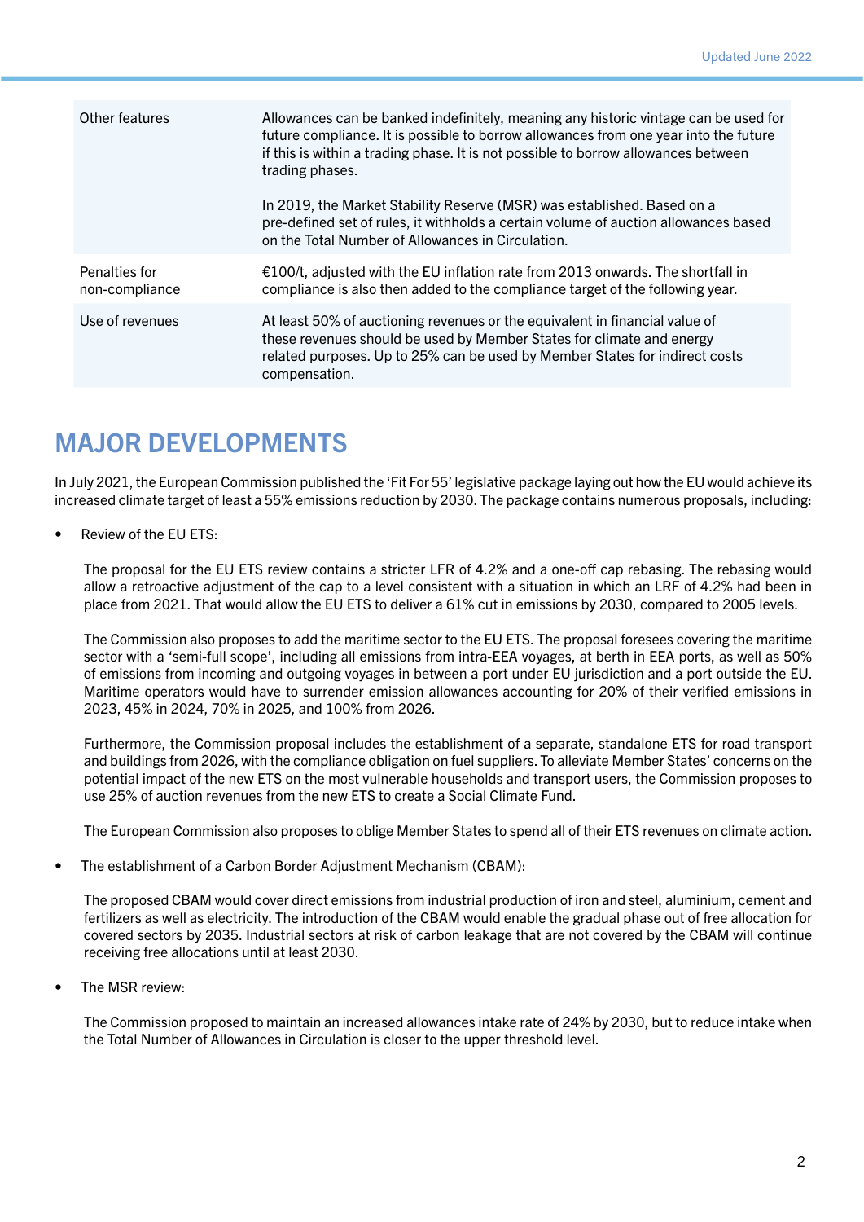| | |
|---|---|
| Other features | Allowances can be banked indefinitely, meaning any historic vintage can be used for future compliance. It is possible to borrow allowances from one year into the future if this is within a trading phase. It is not possible to borrow allowances between trading phases.<br><br>In 2019, the Market Stability Reserve (MSR) was established. Based on a pre-defined set of rules, it withholds a certain volume of auction allowances based on the Total Number of Allowances in Circulation. |
| Penalties for non-compliance | €100/t, adjusted with the EU inflation rate from 2013 onwards. The shortfall in compliance is also then added to the compliance target of the following year. |
| Use of revenues | At least 50% of auctioning revenues or the equivalent in financial value of these revenues should be used by Member States for climate and energy related purposes. Up to 25% can be used by Member States for indirect costs compensation. |

## MAJOR DEVELOPMENTS

In July 2021, the European Commission published the 'Fit For 55' legislative package laying out how the EU would achieve its increased climate target of least a 55% emissions reduction by 2030. The package contains numerous proposals, including:

- Review of the EU ETS:

  The proposal for the EU ETS review contains a stricter LFR of 4.2% and a one-off cap rebasing. The rebasing would allow a retroactive adjustment of the cap to a level consistent with a situation in which an LRF of 4.2% had been in place from 2021. That would allow the EU ETS to deliver a 61% cut in emissions by 2030, compared to 2005 levels.

  The Commission also proposes to add the maritime sector to the EU ETS. The proposal foresees covering the maritime sector with a 'semi-full scope', including all emissions from intra-EEA voyages, at berth in EEA ports, as well as 50% of emissions from incoming and outgoing voyages in between a port under EU jurisdiction and a port outside the EU. Maritime operators would have to surrender emission allowances accounting for 20% of their verified emissions in 2023, 45% in 2024, 70% in 2025, and 100% from 2026.

  Furthermore, the Commission proposal includes the establishment of a separate, standalone ETS for road transport and buildings from 2026, with the compliance obligation on fuel suppliers. To alleviate Member States' concerns on the potential impact of the new ETS on the most vulnerable households and transport users, the Commission proposes to use 25% of auction revenues from the new ETS to create a Social Climate Fund.

  The European Commission also proposes to oblige Member States to spend all of their ETS revenues on climate action.

- The establishment of a Carbon Border Adjustment Mechanism (CBAM):

  The proposed CBAM would cover direct emissions from industrial production of iron and steel, aluminium, cement and fertilizers as well as electricity. The introduction of the CBAM would enable the gradual phase out of free allocation for covered sectors by 2035. Industrial sectors at risk of carbon leakage that are not covered by the CBAM will continue receiving free allocations until at least 2030.

- The MSR review:

  The Commission proposed to maintain an increased allowances intake rate of 24% by 2030, but to reduce intake when the Total Number of Allowances in Circulation is closer to the upper threshold level.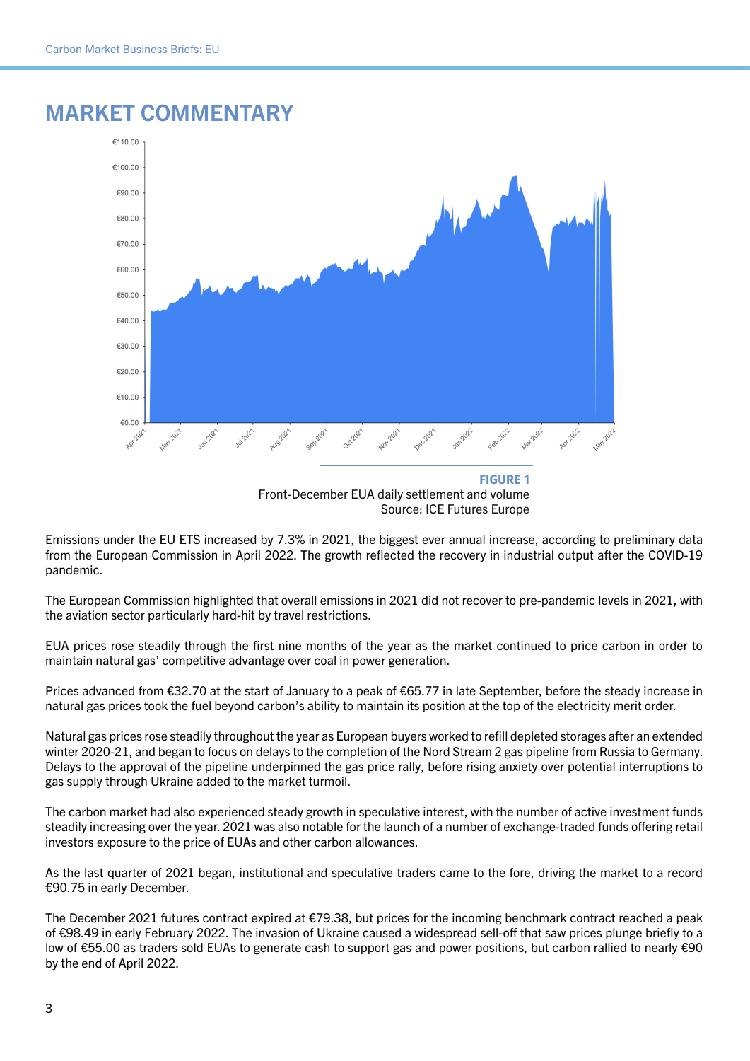# MARKET COMMENTARY

**FIGURE 1**
Front-December EUA daily settlement and volume
Source: ICE Futures Europe

Emissions under the EU ETS increased by 7.3% in 2021, the biggest ever annual increase, according to preliminary data from the European Commission in April 2022. The growth reflected the recovery in industrial output after the COVID-19 pandemic.

The European Commission highlighted that overall emissions in 2021 did not recover to pre-pandemic levels in 2021, with the aviation sector particularly hard-hit by travel restrictions.

EUA prices rose steadily through the first nine months of the year as the market continued to price carbon in order to maintain natural gas' competitive advantage over coal in power generation.

Prices advanced from €32.70 at the start of January to a peak of €65.77 in late September, before the steady increase in natural gas prices took the fuel beyond carbon's ability to maintain its position at the top of the electricity merit order.

Natural gas prices rose steadily throughout the year as European buyers worked to refill depleted storages after an extended winter 2020-21, and began to focus on delays to the completion of the Nord Stream 2 gas pipeline from Russia to Germany. Delays to the approval of the pipeline underpinned the gas price rally, before rising anxiety over potential interruptions to gas supply through Ukraine added to the market turmoil.

The carbon market had also experienced steady growth in speculative interest, with the number of active investment funds steadily increasing over the year. 2021 was also notable for the launch of a number of exchange-traded funds offering retail investors exposure to the price of EUAs and other carbon allowances.

As the last quarter of 2021 began, institutional and speculative traders came to the fore, driving the market to a record €90.75 in early December.

The December 2021 futures contract expired at €79.38, but prices for the incoming benchmark contract reached a peak of €98.49 in early February 2022. The invasion of Ukraine caused a widespread sell-off that saw prices plunge briefly to a low of €55.00 as traders sold EUAs to generate cash to support gas and power positions, but carbon rallied to nearly €90 by the end of April 2022.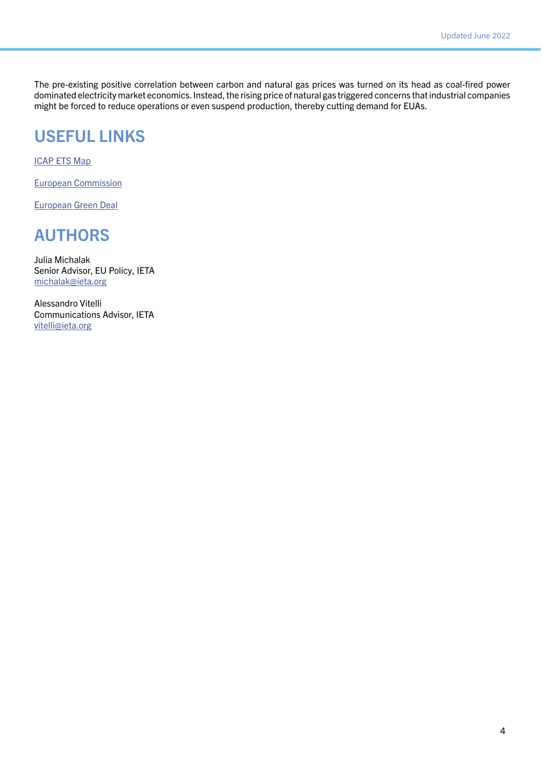The pre-existing positive correlation between carbon and natural gas prices was turned on its head as coal-fired power dominated electricity market economics. Instead, the rising price of natural gas triggered concerns that industrial companies might be forced to reduce operations or even suspend production, thereby cutting demand for EUAs.

## USEFUL LINKS

ICAP ETS Map

European Commission

European Green Deal

## AUTHORS

Julia Michalak
Senior Advisor, EU Policy, IETA
michalak@ieta.org

Alessandro Vitelli
Communications Advisor, IETA
vitelli@ieta.org